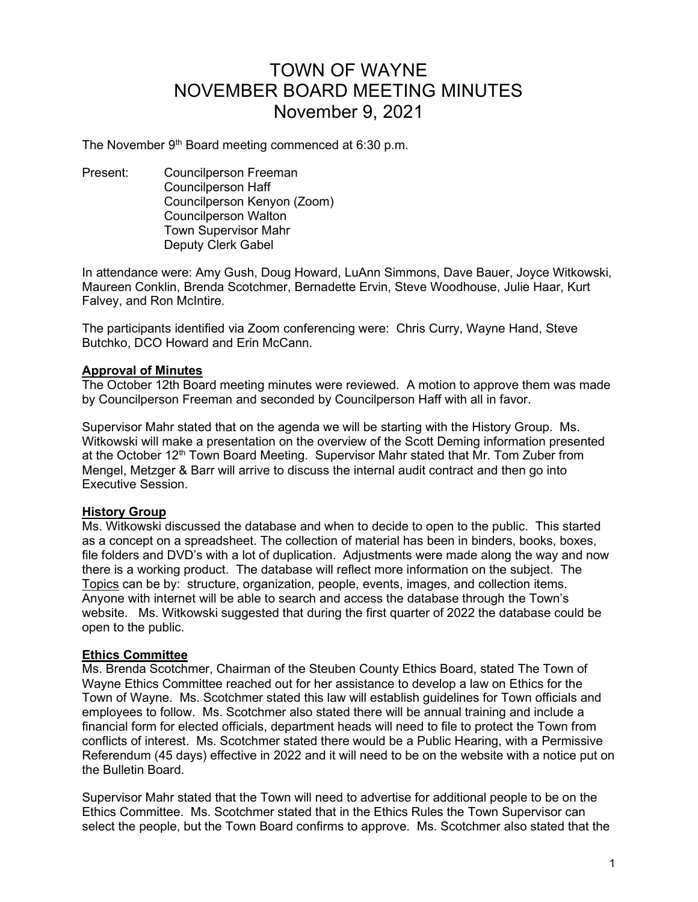# TOWN OF WAYNE
# NOVEMBER BOARD MEETING MINUTES
# November 9, 2021

The November 9th Board meeting commenced at 6:30 p.m.

Present: Councilperson Freeman
Councilperson Haff
Councilperson Kenyon (Zoom)
Councilperson Walton
Town Supervisor Mahr
Deputy Clerk Gabel

In attendance were: Amy Gush, Doug Howard, LuAnn Simmons, Dave Bauer, Joyce Witkowski, Maureen Conklin, Brenda Scotchmer, Bernadette Ervin, Steve Woodhouse, Julie Haar, Kurt Falvey, and Ron McIntire.

The participants identified via Zoom conferencing were: Chris Curry, Wayne Hand, Steve Butchko, DCO Howard and Erin McCann.

**Approval of Minutes**

The October 12th Board meeting minutes were reviewed. A motion to approve them was made by Councilperson Freeman and seconded by Councilperson Haff with all in favor.

Supervisor Mahr stated that on the agenda we will be starting with the History Group. Ms. Witkowski will make a presentation on the overview of the Scott Deming information presented at the October 12th Town Board Meeting. Supervisor Mahr stated that Mr. Tom Zuber from Mengel, Metzger & Barr will arrive to discuss the internal audit contract and then go into Executive Session.

**History Group**

Ms. Witkowski discussed the database and when to decide to open to the public. This started as a concept on a spreadsheet. The collection of material has been in binders, books, boxes, file folders and DVD's with a lot of duplication. Adjustments were made along the way and now there is a working product. The database will reflect more information on the subject. The Topics can be by: structure, organization, people, events, images, and collection items. Anyone with internet will be able to search and access the database through the Town's website. Ms. Witkowski suggested that during the first quarter of 2022 the database could be open to the public.

**Ethics Committee**

Ms. Brenda Scotchmer, Chairman of the Steuben County Ethics Board, stated The Town of Wayne Ethics Committee reached out for her assistance to develop a law on Ethics for the Town of Wayne. Ms. Scotchmer stated this law will establish guidelines for Town officials and employees to follow. Ms. Scotchmer also stated there will be annual training and include a financial form for elected officials, department heads will need to file to protect the Town from conflicts of interest. Ms. Scotchmer stated there would be a Public Hearing, with a Permissive Referendum (45 days) effective in 2022 and it will need to be on the website with a notice put on the Bulletin Board.

Supervisor Mahr stated that the Town will need to advertise for additional people to be on the Ethics Committee. Ms. Scotchmer stated that in the Ethics Rules the Town Supervisor can select the people, but the Town Board confirms to approve. Ms. Scotchmer also stated that the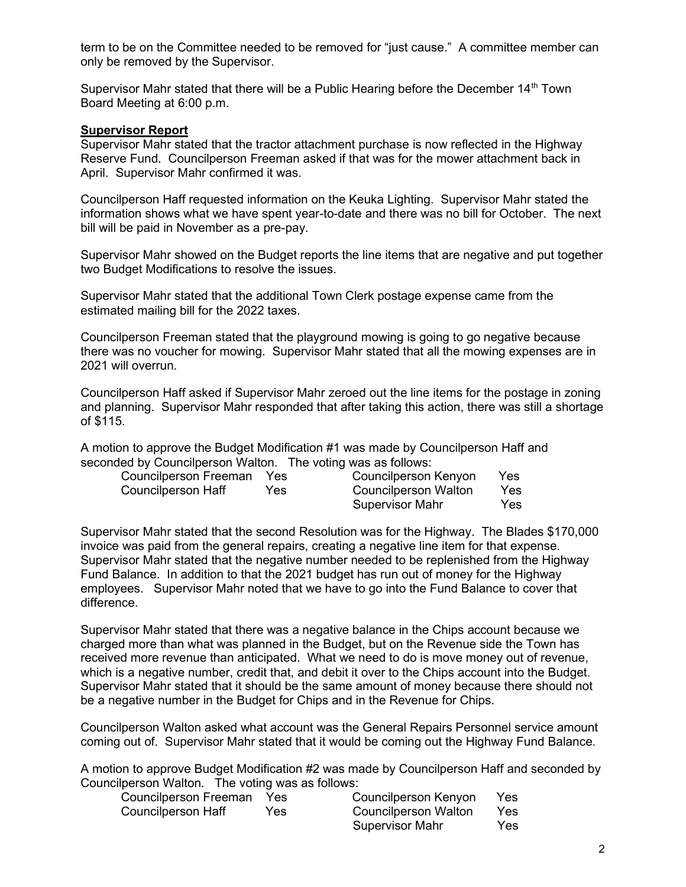term to be on the Committee needed to be removed for "just cause." A committee member can only be removed by the Supervisor.

Supervisor Mahr stated that there will be a Public Hearing before the December 14th Town Board Meeting at 6:00 p.m.

**Supervisor Report**

Supervisor Mahr stated that the tractor attachment purchase is now reflected in the Highway Reserve Fund. Councilperson Freeman asked if that was for the mower attachment back in April. Supervisor Mahr confirmed it was.

Councilperson Haff requested information on the Keuka Lighting. Supervisor Mahr stated the information shows what we have spent year-to-date and there was no bill for October. The next bill will be paid in November as a pre-pay.

Supervisor Mahr showed on the Budget reports the line items that are negative and put together two Budget Modifications to resolve the issues.

Supervisor Mahr stated that the additional Town Clerk postage expense came from the estimated mailing bill for the 2022 taxes.

Councilperson Freeman stated that the playground mowing is going to go negative because there was no voucher for mowing. Supervisor Mahr stated that all the mowing expenses are in 2021 will overrun.

Councilperson Haff asked if Supervisor Mahr zeroed out the line items for the postage in zoning and planning. Supervisor Mahr responded that after taking this action, there was still a shortage of $115.

A motion to approve the Budget Modification #1 was made by Councilperson Haff and seconded by Councilperson Walton. The voting was as follows:

| | | | |
|---|---|---|---|
| Councilperson Freeman | Yes | Councilperson Kenyon | Yes |
| Councilperson Haff | Yes | Councilperson Walton | Yes |
| | | Supervisor Mahr | Yes |

Supervisor Mahr stated that the second Resolution was for the Highway. The Blades $170,000 invoice was paid from the general repairs, creating a negative line item for that expense. Supervisor Mahr stated that the negative number needed to be replenished from the Highway Fund Balance. In addition to that the 2021 budget has run out of money for the Highway employees. Supervisor Mahr noted that we have to go into the Fund Balance to cover that difference.

Supervisor Mahr stated that there was a negative balance in the Chips account because we charged more than what was planned in the Budget, but on the Revenue side the Town has received more revenue than anticipated. What we need to do is move money out of revenue, which is a negative number, credit that, and debit it over to the Chips account into the Budget. Supervisor Mahr stated that it should be the same amount of money because there should not be a negative number in the Budget for Chips and in the Revenue for Chips.

Councilperson Walton asked what account was the General Repairs Personnel service amount coming out of. Supervisor Mahr stated that it would be coming out the Highway Fund Balance.

A motion to approve Budget Modification #2 was made by Councilperson Haff and seconded by Councilperson Walton. The voting was as follows:

| | | | |
|---|---|---|---|
| Councilperson Freeman | Yes | Councilperson Kenyon | Yes |
| Councilperson Haff | Yes | Councilperson Walton | Yes |
| | | Supervisor Mahr | Yes |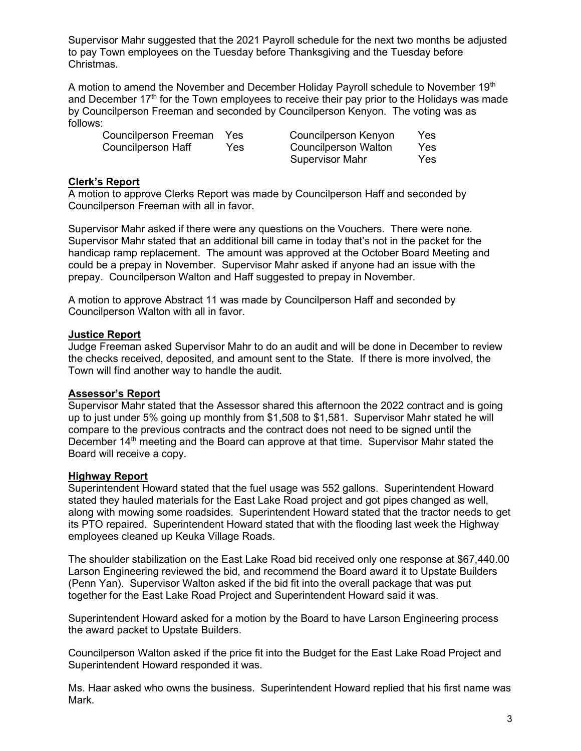Supervisor Mahr suggested that the 2021 Payroll schedule for the next two months be adjusted to pay Town employees on the Tuesday before Thanksgiving and the Tuesday before Christmas.

A motion to amend the November and December Holiday Payroll schedule to November 19th and December 17th for the Town employees to receive their pay prior to the Holidays was made by Councilperson Freeman and seconded by Councilperson Kenyon. The voting was as follows:

| | | | |
|---|---|---|---|
| Councilperson Freeman | Yes | Councilperson Kenyon | Yes |
| Councilperson Haff | Yes | Councilperson Walton | Yes |
| | | Supervisor Mahr | Yes |

**Clerk's Report**

A motion to approve Clerks Report was made by Councilperson Haff and seconded by Councilperson Freeman with all in favor.

Supervisor Mahr asked if there were any questions on the Vouchers. There were none. Supervisor Mahr stated that an additional bill came in today that's not in the packet for the handicap ramp replacement. The amount was approved at the October Board Meeting and could be a prepay in November. Supervisor Mahr asked if anyone had an issue with the prepay. Councilperson Walton and Haff suggested to prepay in November.

A motion to approve Abstract 11 was made by Councilperson Haff and seconded by Councilperson Walton with all in favor.

**Justice Report**

Judge Freeman asked Supervisor Mahr to do an audit and will be done in December to review the checks received, deposited, and amount sent to the State. If there is more involved, the Town will find another way to handle the audit.

**Assessor's Report**

Supervisor Mahr stated that the Assessor shared this afternoon the 2022 contract and is going up to just under 5% going up monthly from $1,508 to $1,581. Supervisor Mahr stated he will compare to the previous contracts and the contract does not need to be signed until the December 14th meeting and the Board can approve at that time. Supervisor Mahr stated the Board will receive a copy.

**Highway Report**

Superintendent Howard stated that the fuel usage was 552 gallons. Superintendent Howard stated they hauled materials for the East Lake Road project and got pipes changed as well, along with mowing some roadsides. Superintendent Howard stated that the tractor needs to get its PTO repaired. Superintendent Howard stated that with the flooding last week the Highway employees cleaned up Keuka Village Roads.

The shoulder stabilization on the East Lake Road bid received only one response at $67,440.00 Larson Engineering reviewed the bid, and recommend the Board award it to Upstate Builders (Penn Yan). Supervisor Walton asked if the bid fit into the overall package that was put together for the East Lake Road Project and Superintendent Howard said it was.

Superintendent Howard asked for a motion by the Board to have Larson Engineering process the award packet to Upstate Builders.

Councilperson Walton asked if the price fit into the Budget for the East Lake Road Project and Superintendent Howard responded it was.

Ms. Haar asked who owns the business. Superintendent Howard replied that his first name was Mark.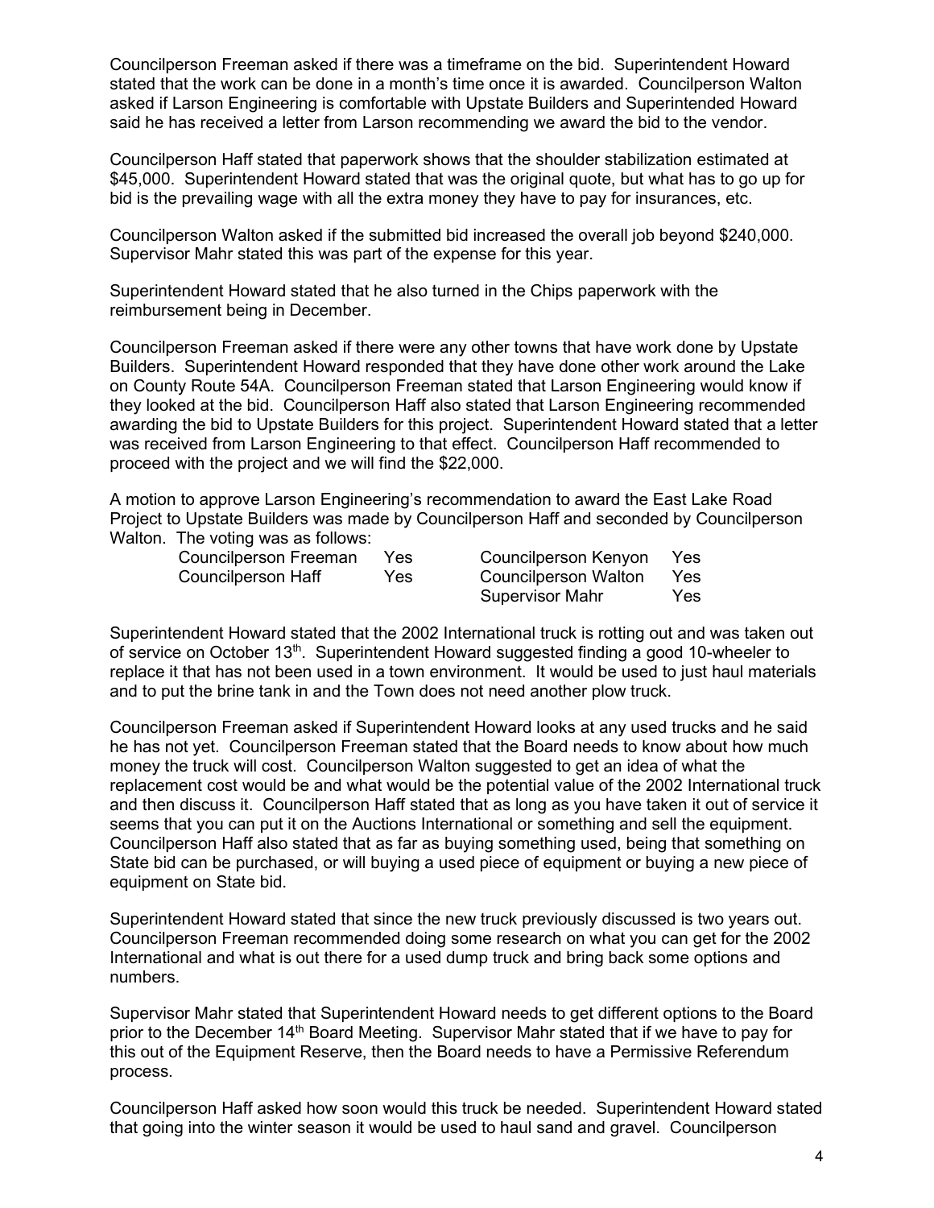Councilperson Freeman asked if there was a timeframe on the bid. Superintendent Howard stated that the work can be done in a month's time once it is awarded. Councilperson Walton asked if Larson Engineering is comfortable with Upstate Builders and Superintended Howard said he has received a letter from Larson recommending we award the bid to the vendor.

Councilperson Haff stated that paperwork shows that the shoulder stabilization estimated at $45,000. Superintendent Howard stated that was the original quote, but what has to go up for bid is the prevailing wage with all the extra money they have to pay for insurances, etc.

Councilperson Walton asked if the submitted bid increased the overall job beyond $240,000. Supervisor Mahr stated this was part of the expense for this year.

Superintendent Howard stated that he also turned in the Chips paperwork with the reimbursement being in December.

Councilperson Freeman asked if there were any other towns that have work done by Upstate Builders. Superintendent Howard responded that they have done other work around the Lake on County Route 54A. Councilperson Freeman stated that Larson Engineering would know if they looked at the bid. Councilperson Haff also stated that Larson Engineering recommended awarding the bid to Upstate Builders for this project. Superintendent Howard stated that a letter was received from Larson Engineering to that effect. Councilperson Haff recommended to proceed with the project and we will find the $22,000.

A motion to approve Larson Engineering's recommendation to award the East Lake Road Project to Upstate Builders was made by Councilperson Haff and seconded by Councilperson Walton. The voting was as follows:

| | | | |
|---|---|---|---|
| Councilperson Freeman | Yes | Councilperson Kenyon | Yes |
| Councilperson Haff | Yes | Councilperson Walton | Yes |
| | | Supervisor Mahr | Yes |

Superintendent Howard stated that the 2002 International truck is rotting out and was taken out of service on October 13th. Superintendent Howard suggested finding a good 10-wheeler to replace it that has not been used in a town environment. It would be used to just haul materials and to put the brine tank in and the Town does not need another plow truck.

Councilperson Freeman asked if Superintendent Howard looks at any used trucks and he said he has not yet. Councilperson Freeman stated that the Board needs to know about how much money the truck will cost. Councilperson Walton suggested to get an idea of what the replacement cost would be and what would be the potential value of the 2002 International truck and then discuss it. Councilperson Haff stated that as long as you have taken it out of service it seems that you can put it on the Auctions International or something and sell the equipment. Councilperson Haff also stated that as far as buying something used, being that something on State bid can be purchased, or will buying a used piece of equipment or buying a new piece of equipment on State bid.

Superintendent Howard stated that since the new truck previously discussed is two years out. Councilperson Freeman recommended doing some research on what you can get for the 2002 International and what is out there for a used dump truck and bring back some options and numbers.

Supervisor Mahr stated that Superintendent Howard needs to get different options to the Board prior to the December 14th Board Meeting. Supervisor Mahr stated that if we have to pay for this out of the Equipment Reserve, then the Board needs to have a Permissive Referendum process.

Councilperson Haff asked how soon would this truck be needed. Superintendent Howard stated that going into the winter season it would be used to haul sand and gravel. Councilperson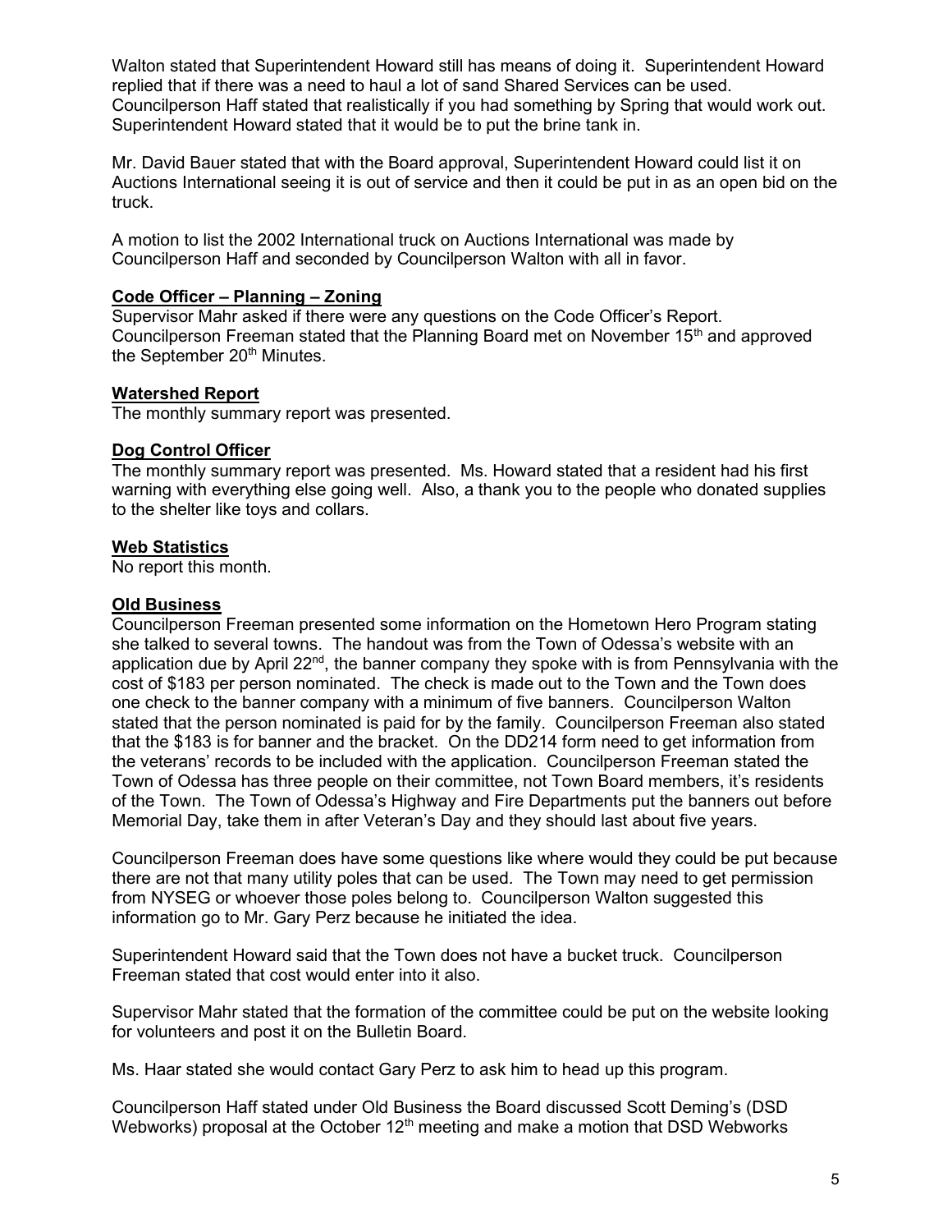Walton stated that Superintendent Howard still has means of doing it. Superintendent Howard replied that if there was a need to haul a lot of sand Shared Services can be used. Councilperson Haff stated that realistically if you had something by Spring that would work out. Superintendent Howard stated that it would be to put the brine tank in.

Mr. David Bauer stated that with the Board approval, Superintendent Howard could list it on Auctions International seeing it is out of service and then it could be put in as an open bid on the truck.

A motion to list the 2002 International truck on Auctions International was made by Councilperson Haff and seconded by Councilperson Walton with all in favor.

**Code Officer – Planning – Zoning**

Supervisor Mahr asked if there were any questions on the Code Officer's Report. Councilperson Freeman stated that the Planning Board met on November 15th and approved the September 20th Minutes.

**Watershed Report**

The monthly summary report was presented.

**Dog Control Officer**

The monthly summary report was presented. Ms. Howard stated that a resident had his first warning with everything else going well. Also, a thank you to the people who donated supplies to the shelter like toys and collars.

**Web Statistics**

No report this month.

**Old Business**

Councilperson Freeman presented some information on the Hometown Hero Program stating she talked to several towns. The handout was from the Town of Odessa's website with an application due by April 22nd, the banner company they spoke with is from Pennsylvania with the cost of $183 per person nominated. The check is made out to the Town and the Town does one check to the banner company with a minimum of five banners. Councilperson Walton stated that the person nominated is paid for by the family. Councilperson Freeman also stated that the $183 is for banner and the bracket. On the DD214 form need to get information from the veterans' records to be included with the application. Councilperson Freeman stated the Town of Odessa has three people on their committee, not Town Board members, it's residents of the Town. The Town of Odessa's Highway and Fire Departments put the banners out before Memorial Day, take them in after Veteran's Day and they should last about five years.

Councilperson Freeman does have some questions like where would they could be put because there are not that many utility poles that can be used. The Town may need to get permission from NYSEG or whoever those poles belong to. Councilperson Walton suggested this information go to Mr. Gary Perz because he initiated the idea.

Superintendent Howard said that the Town does not have a bucket truck. Councilperson Freeman stated that cost would enter into it also.

Supervisor Mahr stated that the formation of the committee could be put on the website looking for volunteers and post it on the Bulletin Board.

Ms. Haar stated she would contact Gary Perz to ask him to head up this program.

Councilperson Haff stated under Old Business the Board discussed Scott Deming's (DSD Webworks) proposal at the October 12th meeting and make a motion that DSD Webworks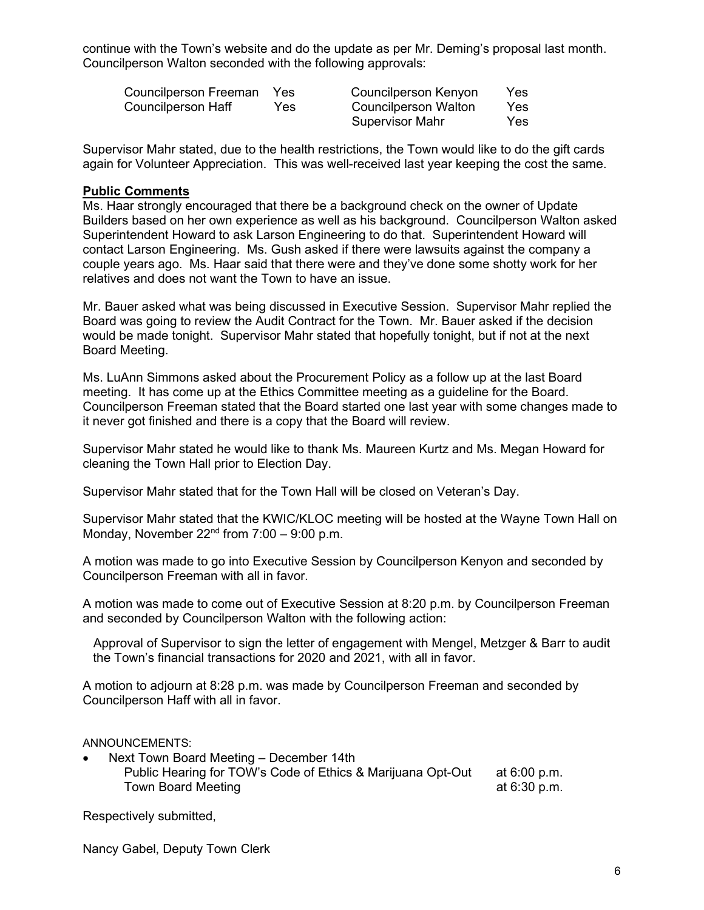continue with the Town's website and do the update as per Mr. Deming's proposal last month. Councilperson Walton seconded with the following approvals:

| | | | |
|---|---|---|---|
| Councilperson Freeman | Yes | Councilperson Kenyon | Yes |
| Councilperson Haff | Yes | Councilperson Walton | Yes |
| | | Supervisor Mahr | Yes |

Supervisor Mahr stated, due to the health restrictions, the Town would like to do the gift cards again for Volunteer Appreciation. This was well-received last year keeping the cost the same.

**Public Comments**

Ms. Haar strongly encouraged that there be a background check on the owner of Update Builders based on her own experience as well as his background. Councilperson Walton asked Superintendent Howard to ask Larson Engineering to do that. Superintendent Howard will contact Larson Engineering. Ms. Gush asked if there were lawsuits against the company a couple years ago. Ms. Haar said that there were and they've done some shotty work for her relatives and does not want the Town to have an issue.

Mr. Bauer asked what was being discussed in Executive Session. Supervisor Mahr replied the Board was going to review the Audit Contract for the Town. Mr. Bauer asked if the decision would be made tonight. Supervisor Mahr stated that hopefully tonight, but if not at the next Board Meeting.

Ms. LuAnn Simmons asked about the Procurement Policy as a follow up at the last Board meeting. It has come up at the Ethics Committee meeting as a guideline for the Board. Councilperson Freeman stated that the Board started one last year with some changes made to it never got finished and there is a copy that the Board will review.

Supervisor Mahr stated he would like to thank Ms. Maureen Kurtz and Ms. Megan Howard for cleaning the Town Hall prior to Election Day.

Supervisor Mahr stated that for the Town Hall will be closed on Veteran's Day.

Supervisor Mahr stated that the KWIC/KLOC meeting will be hosted at the Wayne Town Hall on Monday, November 22nd from 7:00 – 9:00 p.m.

A motion was made to go into Executive Session by Councilperson Kenyon and seconded by Councilperson Freeman with all in favor.

A motion was made to come out of Executive Session at 8:20 p.m. by Councilperson Freeman and seconded by Councilperson Walton with the following action:

Approval of Supervisor to sign the letter of engagement with Mengel, Metzger & Barr to audit the Town's financial transactions for 2020 and 2021, with all in favor.

A motion to adjourn at 8:28 p.m. was made by Councilperson Freeman and seconded by Councilperson Haff with all in favor.

ANNOUNCEMENTS:

- Next Town Board Meeting – December 14th
  - Public Hearing for TOW's Code of Ethics & Marijuana Opt-Out at 6:00 p.m.
  - Town Board Meeting at 6:30 p.m.

Respectively submitted,

Nancy Gabel, Deputy Town Clerk